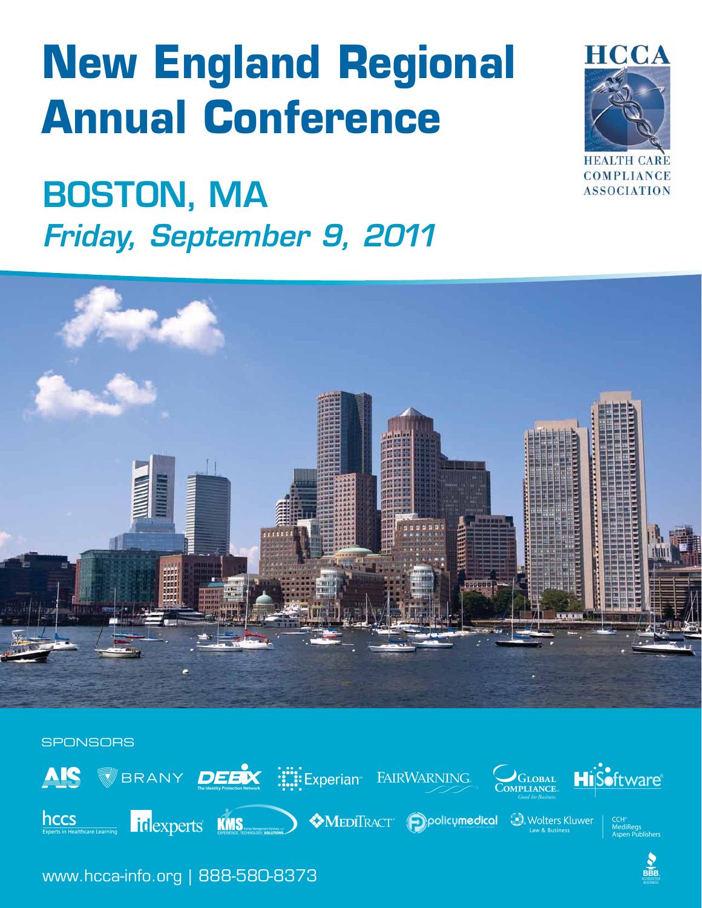# New England Regional Annual Conference

HCCA

HEALTH CARE COMPLIANCE ASSOCIATION

## BOSTON, MA

*Friday, September 9, 2011*

SPONSORS

AIS · BRANY · DEBIX The Identity Protection Network · Experian · FAIRWARNING · Global Compliance Good for Business · HiSoftware · hccs Experts in Healthcare Learning · idexperts · KMS · MediTract · policymedical · Wolters Kluwer Law & Business · CCH MediRegs Aspen Publishers

www.hcca-info.org | 888-580-8373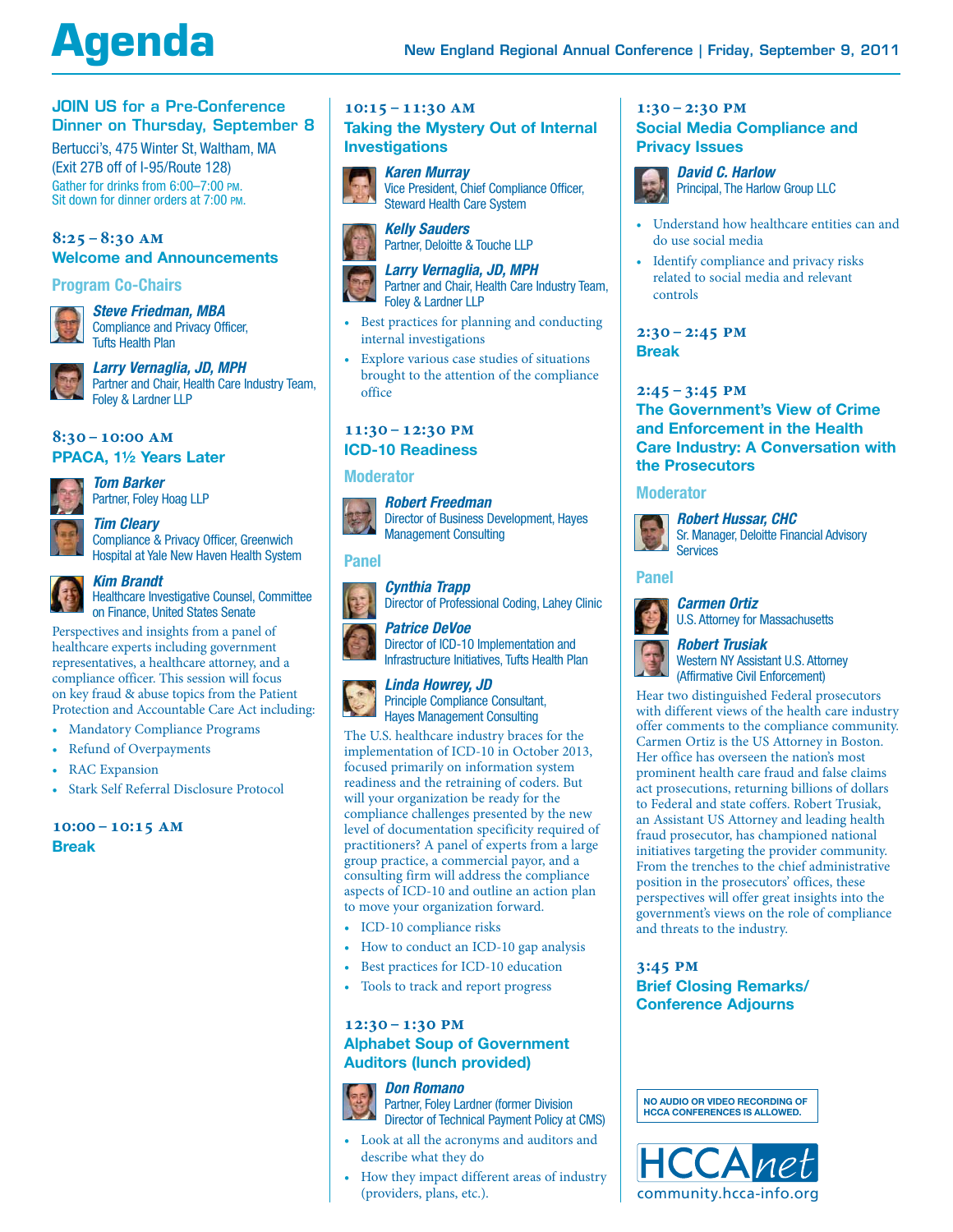# Agenda

New England Regional Annual Conference | Friday, September 9, 2011

## JOIN US for a Pre-Conference Dinner on Thursday, September 8

Bertucci's, 475 Winter St, Waltham, MA
(Exit 27B off of I-95/Route 128)
Gather for drinks from 6:00–7:00 PM.
Sit down for dinner orders at 7:00 PM.

### 8:25 – 8:30 AM
### Welcome and Announcements

**Program Co-Chairs**

***Steve Friedman, MBA***
Compliance and Privacy Officer, Tufts Health Plan

***Larry Vernaglia, JD, MPH***
Partner and Chair, Health Care Industry Team, Foley & Lardner LLP

### 8:30 – 10:00 AM
### PPACA, 1½ Years Later

***Tom Barker***
Partner, Foley Hoag LLP

***Tim Cleary***
Compliance & Privacy Officer, Greenwich Hospital at Yale New Haven Health System

***Kim Brandt***
Healthcare Investigative Counsel, Committee on Finance, United States Senate

Perspectives and insights from a panel of healthcare experts including government representatives, a healthcare attorney, and a compliance officer. This session will focus on key fraud & abuse topics from the Patient Protection and Accountable Care Act including:

- Mandatory Compliance Programs
- Refund of Overpayments
- RAC Expansion
- Stark Self Referral Disclosure Protocol

### 10:00 – 10:15 AM
### Break

### 10:15 – 11:30 AM
### Taking the Mystery Out of Internal Investigations

***Karen Murray***
Vice President, Chief Compliance Officer, Steward Health Care System

***Kelly Sauders***
Partner, Deloitte & Touche LLP

***Larry Vernaglia, JD, MPH***
Partner and Chair, Health Care Industry Team, Foley & Lardner LLP

- Best practices for planning and conducting internal investigations
- Explore various case studies of situations brought to the attention of the compliance office

### 11:30 – 12:30 PM
### ICD-10 Readiness

**Moderator**

***Robert Freedman***
Director of Business Development, Hayes Management Consulting

**Panel**

***Cynthia Trapp***
Director of Professional Coding, Lahey Clinic

***Patrice DeVoe***
Director of ICD-10 Implementation and Infrastructure Initiatives, Tufts Health Plan

***Linda Howrey, JD***
Principle Compliance Consultant, Hayes Management Consulting

The U.S. healthcare industry braces for the implementation of ICD-10 in October 2013, focused primarily on information system readiness and the retraining of coders. But will your organization be ready for the compliance challenges presented by the new level of documentation specificity required of practitioners? A panel of experts from a large group practice, a commercial payor, and a consulting firm will address the compliance aspects of ICD-10 and outline an action plan to move your organization forward.

- ICD-10 compliance risks
- How to conduct an ICD-10 gap analysis
- Best practices for ICD-10 education
- Tools to track and report progress

### 12:30 – 1:30 PM
### Alphabet Soup of Government Auditors (lunch provided)

***Don Romano***
Partner, Foley Lardner (former Division Director of Technical Payment Policy at CMS)

- Look at all the acronyms and auditors and describe what they do
- How they impact different areas of industry (providers, plans, etc.).

### 1:30 – 2:30 PM
### Social Media Compliance and Privacy Issues

***David C. Harlow***
Principal, The Harlow Group LLC

- Understand how healthcare entities can and do use social media
- Identify compliance and privacy risks related to social media and relevant controls

### 2:30 – 2:45 PM
### Break

### 2:45 – 3:45 PM
### The Government's View of Crime and Enforcement in the Health Care Industry: A Conversation with the Prosecutors

**Moderator**

***Robert Hussar, CHC***
Sr. Manager, Deloitte Financial Advisory Services

**Panel**

***Carmen Ortiz***
U.S. Attorney for Massachusetts

***Robert Trusiak***
Western NY Assistant U.S. Attorney (Affirmative Civil Enforcement)

Hear two distinguished Federal prosecutors with different views of the health care industry offer comments to the compliance community. Carmen Ortiz is the US Attorney in Boston. Her office has overseen the nation's most prominent health care fraud and false claims act prosecutions, returning billions of dollars to Federal and state coffers. Robert Trusiak, an Assistant US Attorney and leading health fraud prosecutor, has championed national initiatives targeting the provider community. From the trenches to the chief administrative position in the prosecutors' offices, these perspectives will offer great insights into the government's views on the role of compliance and threats to the industry.

### 3:45 PM
### Brief Closing Remarks/ Conference Adjourns

NO AUDIO OR VIDEO RECORDING OF HCCA CONFERENCES IS ALLOWED.

HCCAnet
community.hcca-info.org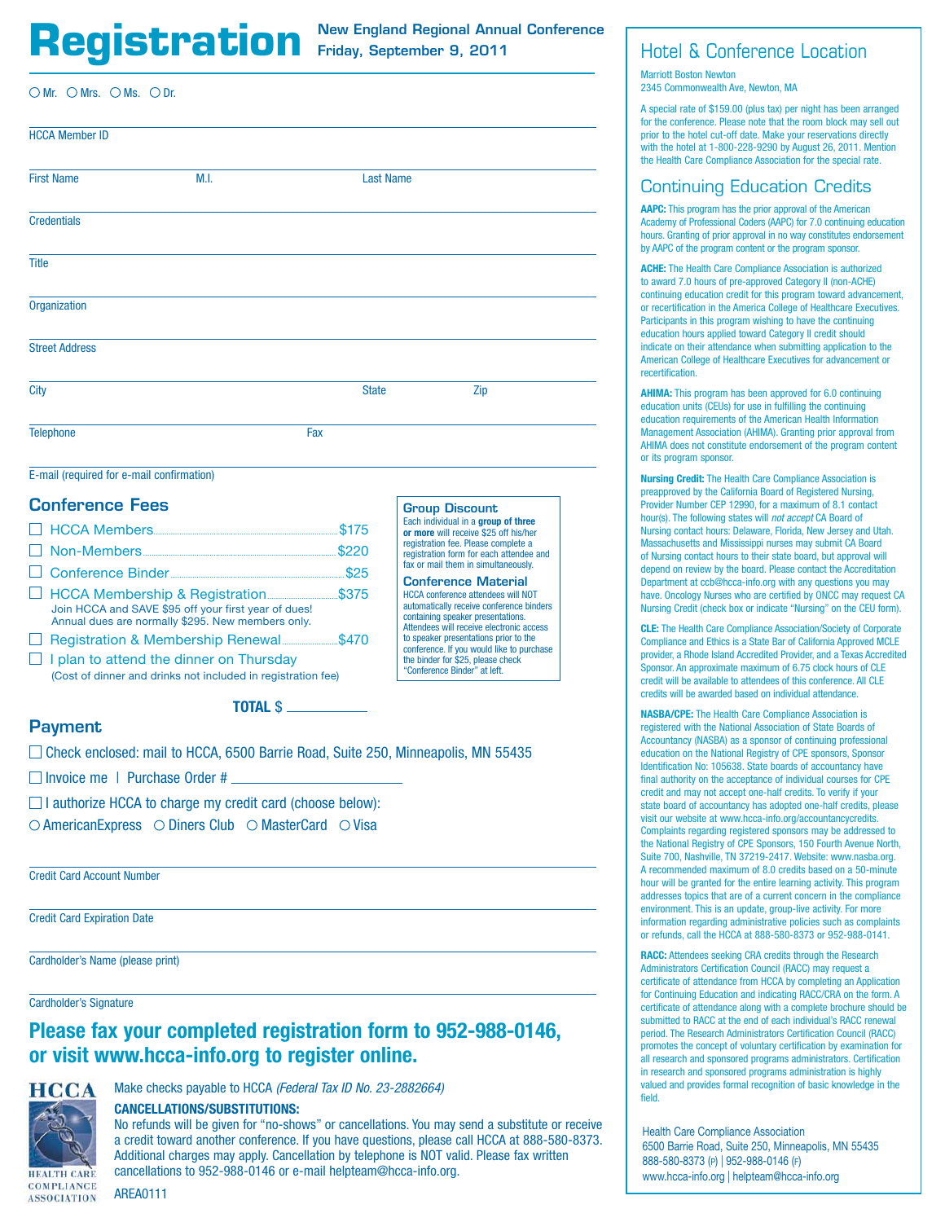# Registration

**New England Regional Annual Conference**
**Friday, September 9, 2011**

○ Mr. ○ Mrs. ○ Ms. ○ Dr.

HCCA Member ID

First Name | M.I. | Last Name

Credentials

Title

Organization

Street Address

City | State | Zip

Telephone | Fax

E-mail (required for e-mail confirmation)

## Conference Fees

- ☐ HCCA Members ........ $175
- ☐ Non-Members ........ $220
- ☐ Conference Binder ........ $25
- ☐ HCCA Membership & Registration ........ $375
  Join HCCA and SAVE $95 off your first year of dues! Annual dues are normally $295. New members only.
- ☐ Registration & Membership Renewal ........ $470
- ☐ I plan to attend the dinner on Thursday
  (Cost of dinner and drinks not included in registration fee)

**TOTAL** $ ________

### Group Discount

Each individual in a **group of three or more** will receive $25 off his/her registration fee. Please complete a registration form for each attendee and fax or mail them in simultaneously.

### Conference Material

HCCA conference attendees will NOT automatically receive conference binders containing speaker presentations. Attendees will receive electronic access to speaker presentations prior to the conference. If you would like to purchase the binder for $25, please check "Conference Binder" at left.

## Payment

☐ Check enclosed: mail to HCCA, 6500 Barrie Road, Suite 250, Minneapolis, MN 55435

☐ Invoice me | Purchase Order # ________

☐ I authorize HCCA to charge my credit card (choose below):

○ AmericanExpress ○ Diners Club ○ MasterCard ○ Visa

Credit Card Account Number

Credit Card Expiration Date

Cardholder's Name (please print)

Cardholder's Signature

**Please fax your completed registration form to 952-988-0146, or visit www.hcca-info.org to register online.**

HCCA
HEALTH CARE COMPLIANCE ASSOCIATION

Make checks payable to HCCA *(Federal Tax ID No. 23-2882664)*

**CANCELLATIONS/SUBSTITUTIONS:**

No refunds will be given for "no-shows" or cancellations. You may send a substitute or receive a credit toward another conference. If you have questions, please call HCCA at 888-580-8373. Additional charges may apply. Cancellation by telephone is NOT valid. Please fax written cancellations to 952-988-0146 or e-mail helpteam@hcca-info.org.

AREA0111

## Hotel & Conference Location

Marriott Boston Newton
2345 Commonwealth Ave, Newton, MA

A special rate of $159.00 (plus tax) per night has been arranged for the conference. Please note that the room block may sell out prior to the hotel cut-off date. Make your reservations directly with the hotel at 1-800-228-9290 by August 26, 2011. Mention the Health Care Compliance Association for the special rate.

## Continuing Education Credits

**AAPC:** This program has the prior approval of the American Academy of Professional Coders (AAPC) for 7.0 continuing education hours. Granting of prior approval in no way constitutes endorsement by AAPC of the program content or the program sponsor.

**ACHE:** The Health Care Compliance Association is authorized to award 7.0 hours of pre-approved Category II (non-ACHE) continuing education credit for this program toward advancement, or recertification in the America College of Healthcare Executives. Participants in this program wishing to have the continuing education hours applied toward Category II credit should indicate on their attendance when submitting application to the American College of Healthcare Executives for advancement or recertification.

**AHIMA:** This program has been approved for 6.0 continuing education units (CEUs) for use in fulfilling the continuing education requirements of the American Health Information Management Association (AHIMA). Granting prior approval from AHIMA does not constitute endorsement of the program content or its program sponsor.

**Nursing Credit:** The Health Care Compliance Association is preapproved by the California Board of Registered Nursing, Provider Number CEP 12990, for a maximum of 8.1 contact hour(s). The following states will *not accept* CA Board of Nursing contact hours: Delaware, Florida, New Jersey and Utah. Massachusetts and Mississippi nurses may submit CA Board of Nursing contact hours to their state board, but approval will depend on review by the board. Please contact the Accreditation Department at ccb@hcca-info.org with any questions you may have. Oncology Nurses who are certified by ONCC may request CA Nursing Credit (check box or indicate "Nursing" on the CEU form).

**CLE:** The Health Care Compliance Association/Society of Corporate Compliance and Ethics is a State Bar of California Approved MCLE provider, a Rhode Island Accredited Provider, and a Texas Accredited Sponsor. An approximate maximum of 6.75 clock hours of CLE credit will be available to attendees of this conference. All CLE credits will be awarded based on individual attendance.

**NASBA/CPE:** The Health Care Compliance Association is registered with the National Association of State Boards of Accountancy (NASBA) as a sponsor of continuing professional education on the National Registry of CPE sponsors, Sponsor Identification No: 105638. State boards of accountancy have final authority on the acceptance of individual courses for CPE credit and may not accept one-half credits. To verify if your state board of accountancy has adopted one-half credits, please visit our website at www.hcca-info.org/accountancycredits. Complaints regarding registered sponsors may be addressed to the National Registry of CPE Sponsors, 150 Fourth Avenue North, Suite 700, Nashville, TN 37219-2417. Website: www.nasba.org. A recommended maximum of 8.0 credits based on a 50-minute hour will be granted for the entire learning activity. This program addresses topics that are of a current concern in the compliance environment. This is an update, group-live activity. For more information regarding administrative policies such as complaints or refunds, call the HCCA at 888-580-8373 or 952-988-0141.

**RACC:** Attendees seeking CRA credits through the Research Administrators Certification Council (RACC) may request a certificate of attendance from HCCA by completing an Application for Continuing Education and indicating RACC/CRA on the form. A certificate of attendance along with a complete brochure should be submitted to RACC at the end of each individual's RACC renewal period. The Research Administrators Certification Council (RACC) promotes the concept of voluntary certification by examination for all research and sponsored programs administrators. Certification in research and sponsored programs administration is highly valued and provides formal recognition of basic knowledge in the field.

Health Care Compliance Association
6500 Barrie Road, Suite 250, Minneapolis, MN 55435
888-580-8373 (P) | 952-988-0146 (F)
www.hcca-info.org | helpteam@hcca-info.org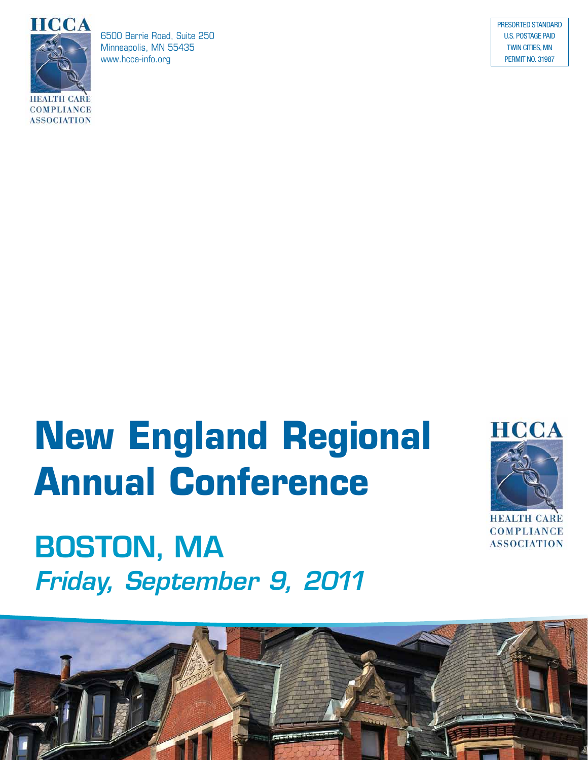HCCA

HEALTH CARE COMPLIANCE ASSOCIATION

6500 Barrie Road, Suite 250
Minneapolis, MN 55435
www.hcca-info.org

PRESORTED STANDARD
U.S. POSTAGE PAID
TWIN CITIES, MN
PERMIT NO. 31987

# New England Regional Annual Conference

HCCA

HEALTH CARE COMPLIANCE ASSOCIATION

## BOSTON, MA

### *Friday, September 9, 2011*